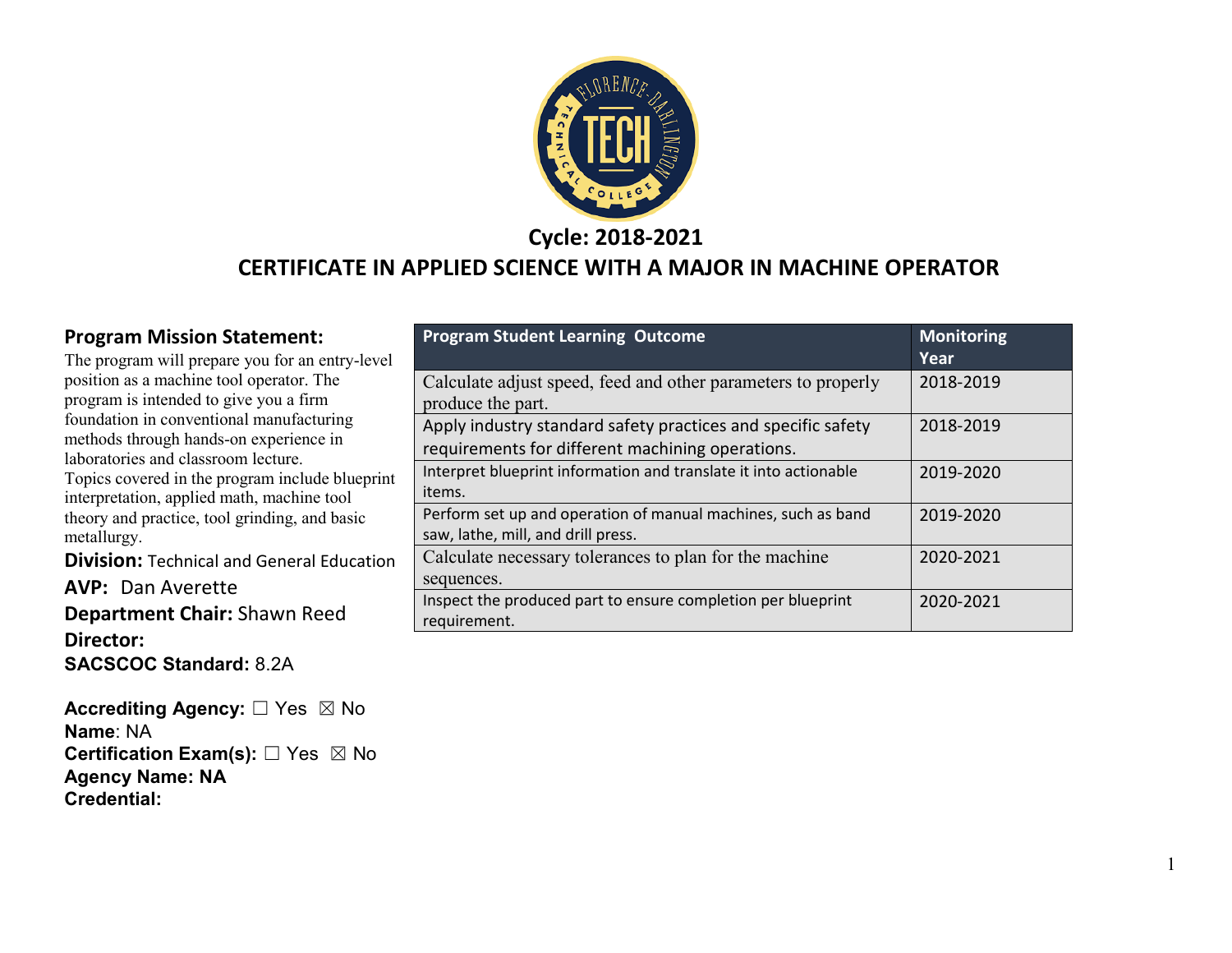## Cycle: 2018-2021

# CERTIFICATE IN APPLIED SCIENCE WITH A MAJOR IN MACHINE OPERATOR

### Program Mission Statement:

The program will prepare you for an entry-level position as a machine tool operator. The program is intended to give you a firm foundation in conventional manufacturing methods through hands-on experience in laboratories and classroom lecture.
Topics covered in the program include blueprint interpretation, applied math, machine tool theory and practice, tool grinding, and basic metallurgy.

**Division:** Technical and General Education

**AVP:** Dan Averette

**Department Chair:** Shawn Reed

**Director:**

**SACSCOC Standard:** 8.2A

**Accrediting Agency:** ☐ Yes ☒ No
**Name**: NA
**Certification Exam(s):** ☐ Yes ☒ No
**Agency Name: NA**
**Credential:**

| Program Student Learning Outcome | Monitoring Year |
|---|---|
| Calculate adjust speed, feed and other parameters to properly produce the part. | 2018-2019 |
| Apply industry standard safety practices and specific safety requirements for different machining operations. | 2018-2019 |
| Interpret blueprint information and translate it into actionable items. | 2019-2020 |
| Perform set up and operation of manual machines, such as band saw, lathe, mill, and drill press. | 2019-2020 |
| Calculate necessary tolerances to plan for the machine sequences. | 2020-2021 |
| Inspect the produced part to ensure completion per blueprint requirement. | 2020-2021 |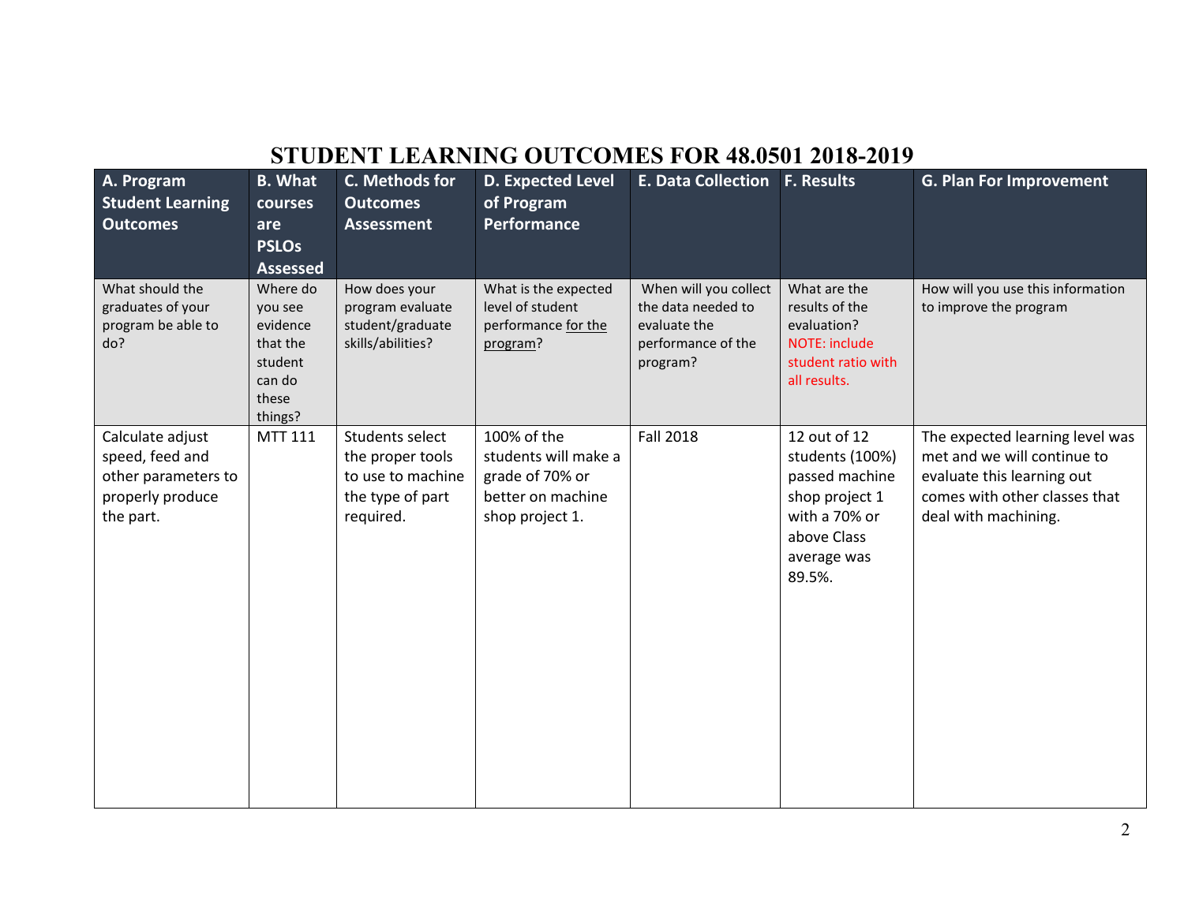# STUDENT LEARNING OUTCOMES FOR 48.0501 2018-2019

| A. Program Student Learning Outcomes | B. What courses are PSLOs Assessed | C. Methods for Outcomes Assessment | D. Expected Level of Program Performance | E. Data Collection | F. Results | G. Plan For Improvement |
|---|---|---|---|---|---|---|
| What should the graduates of your program be able to do? | Where do you see evidence that the student can do these things? | How does your program evaluate student/graduate skills/abilities? | What is the expected level of student performance for the program? | When will you collect the data needed to evaluate the performance of the program? | What are the results of the evaluation? NOTE: include student ratio with all results. | How will you use this information to improve the program |
| Calculate adjust speed, feed and other parameters to properly produce the part. | MTT 111 | Students select the proper tools to use to machine the type of part required. | 100% of the students will make a grade of 70% or better on machine shop project 1. | Fall 2018 | 12 out of 12 students (100%) passed machine shop project 1 with a 70% or above Class average was 89.5%. | The expected learning level was met and we will continue to evaluate this learning out comes with other classes that deal with machining. |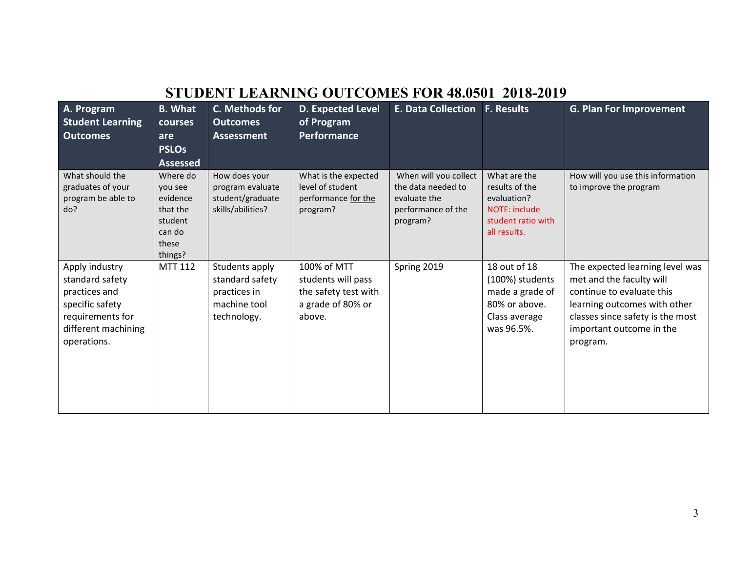# STUDENT LEARNING OUTCOMES FOR 48.0501 2018-2019

| A. Program Student Learning Outcomes | B. What courses are PSLOs Assessed | C. Methods for Outcomes Assessment | D. Expected Level of Program Performance | E. Data Collection | F. Results | G. Plan For Improvement |
|---|---|---|---|---|---|---|
| What should the graduates of your program be able to do? | Where do you see evidence that the student can do these things? | How does your program evaluate student/graduate skills/abilities? | What is the expected level of student performance for the program? | When will you collect the data needed to evaluate the performance of the program? | What are the results of the evaluation? NOTE: include student ratio with all results. | How will you use this information to improve the program |
| Apply industry standard safety practices and specific safety requirements for different machining operations. | MTT 112 | Students apply standard safety practices in machine tool technology. | 100% of MTT students will pass the safety test with a grade of 80% or above. | Spring 2019 | 18 out of 18 (100%) students made a grade of 80% or above. Class average was 96.5%. | The expected learning level was met and the faculty will continue to evaluate this learning outcomes with other classes since safety is the most important outcome in the program. |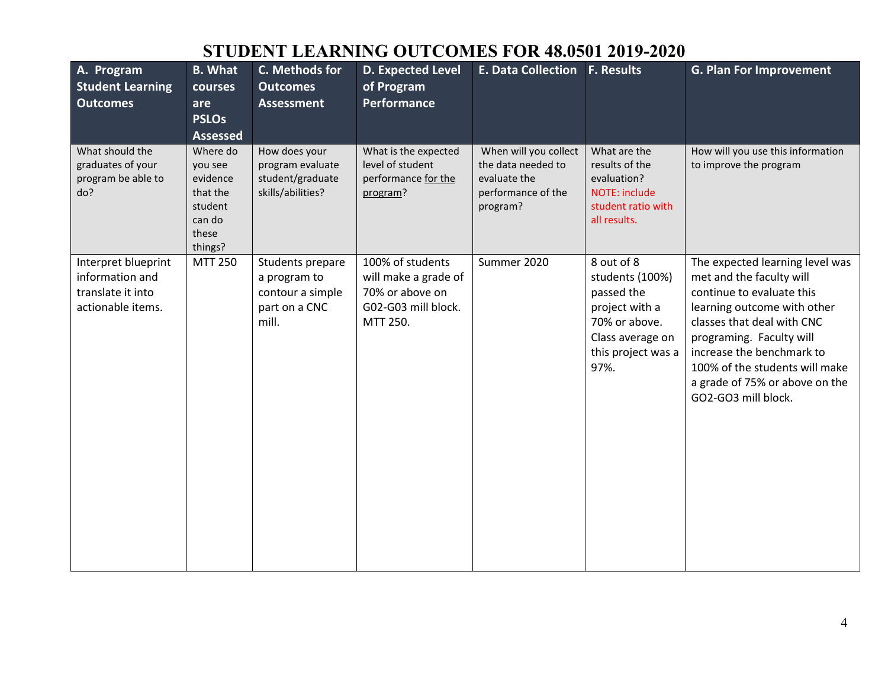# STUDENT LEARNING OUTCOMES FOR 48.0501 2019-2020

| A. Program Student Learning Outcomes | B. What courses are PSLOs Assessed | C. Methods for Outcomes Assessment | D. Expected Level of Program Performance | E. Data Collection | F. Results | G. Plan For Improvement |
|---|---|---|---|---|---|---|
| What should the graduates of your program be able to do? | Where do you see evidence that the student can do these things? | How does your program evaluate student/graduate skills/abilities? | What is the expected level of student performance for the program? | When will you collect the data needed to evaluate the performance of the program? | What are the results of the evaluation? NOTE: include student ratio with all results. | How will you use this information to improve the program |
| Interpret blueprint information and translate it into actionable items. | MTT 250 | Students prepare a program to contour a simple part on a CNC mill. | 100% of students will make a grade of 70% or above on G02-G03 mill block. MTT 250. | Summer 2020 | 8 out of 8 students (100%) passed the project with a 70% or above. Class average on this project was a 97%. | The expected learning level was met and the faculty will continue to evaluate this learning outcome with other classes that deal with CNC programing. Faculty will increase the benchmark to 100% of the students will make a grade of 75% or above on the GO2-GO3 mill block. |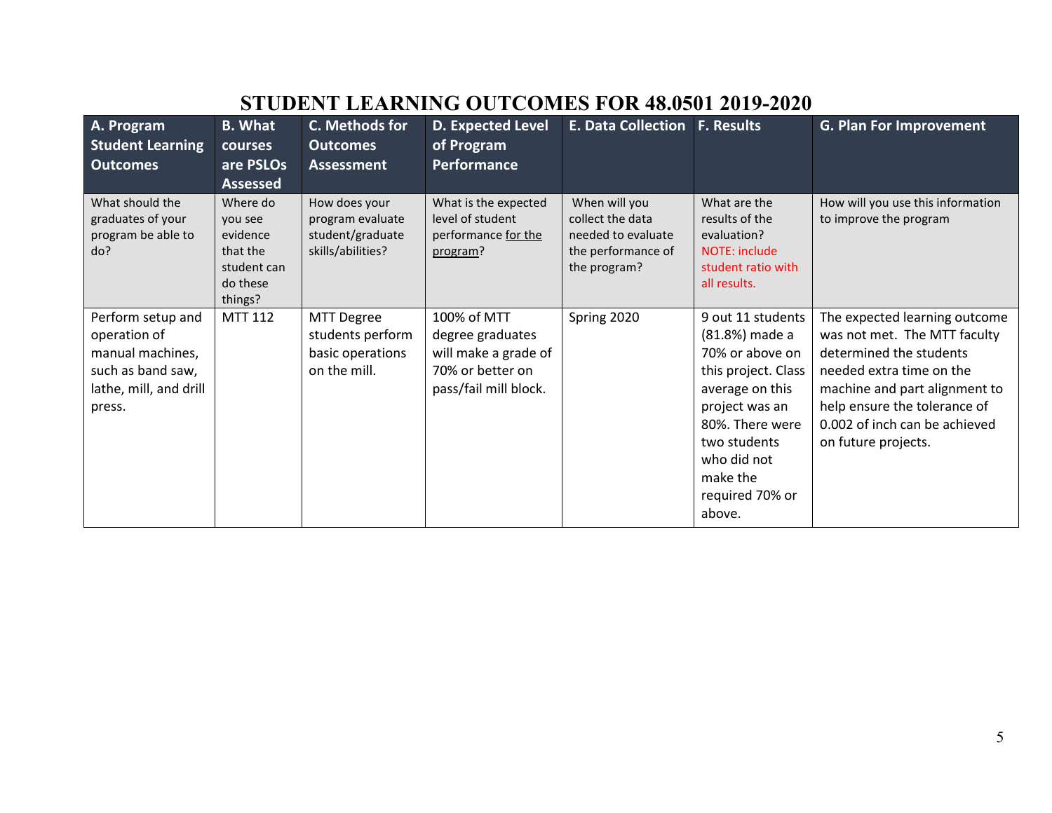# STUDENT LEARNING OUTCOMES FOR 48.0501 2019-2020

| A. Program Student Learning Outcomes | B. What courses are PSLOs Assessed | C. Methods for Outcomes Assessment | D. Expected Level of Program Performance | E. Data Collection | F. Results | G. Plan For Improvement |
|---|---|---|---|---|---|---|
| What should the graduates of your program be able to do? | Where do you see evidence that the student can do these things? | How does your program evaluate student/graduate skills/abilities? | What is the expected level of student performance for the program? | When will you collect the data needed to evaluate the performance of the program? | What are the results of the evaluation? NOTE: include student ratio with all results. | How will you use this information to improve the program |
| Perform setup and operation of manual machines, such as band saw, lathe, mill, and drill press. | MTT 112 | MTT Degree students perform basic operations on the mill. | 100% of MTT degree graduates will make a grade of 70% or better on pass/fail mill block. | Spring 2020 | 9 out 11 students (81.8%) made a 70% or above on this project. Class average on this project was an 80%. There were two students who did not make the required 70% or above. | The expected learning outcome was not met. The MTT faculty determined the students needed extra time on the machine and part alignment to help ensure the tolerance of 0.002 of inch can be achieved on future projects. |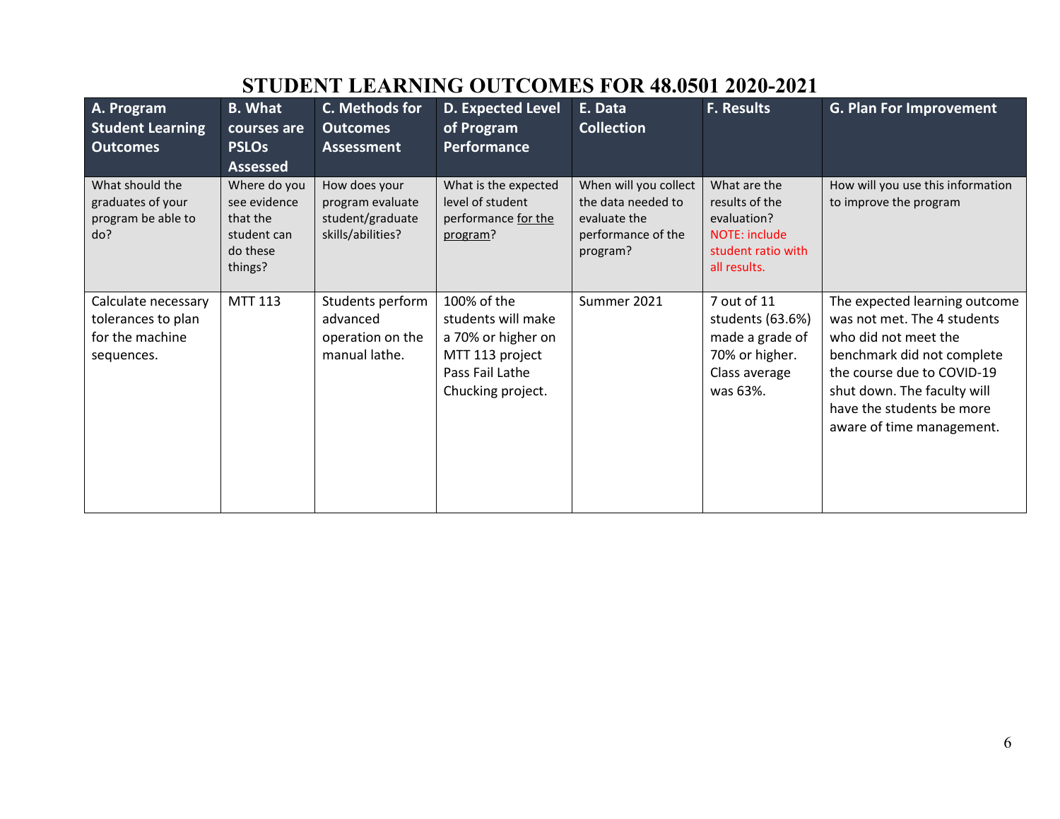# STUDENT LEARNING OUTCOMES FOR 48.0501 2020-2021

| A. Program Student Learning Outcomes | B. What courses are PSLOs Assessed | C. Methods for Outcomes Assessment | D. Expected Level of Program Performance | E. Data Collection | F. Results | G. Plan For Improvement |
|---|---|---|---|---|---|---|
| What should the graduates of your program be able to do? | Where do you see evidence that the student can do these things? | How does your program evaluate student/graduate skills/abilities? | What is the expected level of student performance for the program? | When will you collect the data needed to evaluate the performance of the program? | What are the results of the evaluation? NOTE: include student ratio with all results. | How will you use this information to improve the program |
| Calculate necessary tolerances to plan for the machine sequences. | MTT 113 | Students perform advanced operation on the manual lathe. | 100% of the students will make a 70% or higher on MTT 113 project Pass Fail Lathe Chucking project. | Summer 2021 | 7 out of 11 students (63.6%) made a grade of 70% or higher. Class average was 63%. | The expected learning outcome was not met. The 4 students who did not meet the benchmark did not complete the course due to COVID-19 shut down. The faculty will have the students be more aware of time management. |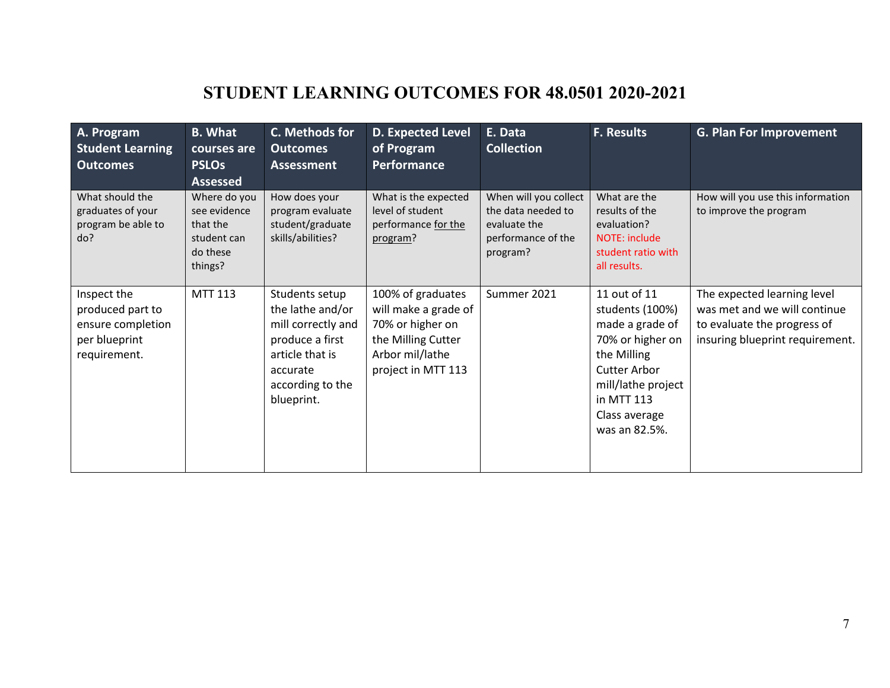# STUDENT LEARNING OUTCOMES FOR 48.0501 2020-2021

| A. Program Student Learning Outcomes | B. What courses are PSLOs Assessed | C. Methods for Outcomes Assessment | D. Expected Level of Program Performance | E. Data Collection | F. Results | G. Plan For Improvement |
|---|---|---|---|---|---|---|
| What should the graduates of your program be able to do? | Where do you see evidence that the student can do these things? | How does your program evaluate student/graduate skills/abilities? | What is the expected level of student performance for the program? | When will you collect the data needed to evaluate the performance of the program? | What are the results of the evaluation? NOTE: include student ratio with all results. | How will you use this information to improve the program |
| Inspect the produced part to ensure completion per blueprint requirement. | MTT 113 | Students setup the lathe and/or mill correctly and produce a first article that is accurate according to the blueprint. | 100% of graduates will make a grade of 70% or higher on the Milling Cutter Arbor mil/lathe project in MTT 113 | Summer 2021 | 11 out of 11 students (100%) made a grade of 70% or higher on the Milling Cutter Arbor mill/lathe project in MTT 113 Class average was an 82.5%. | The expected learning level was met and we will continue to evaluate the progress of insuring blueprint requirement. |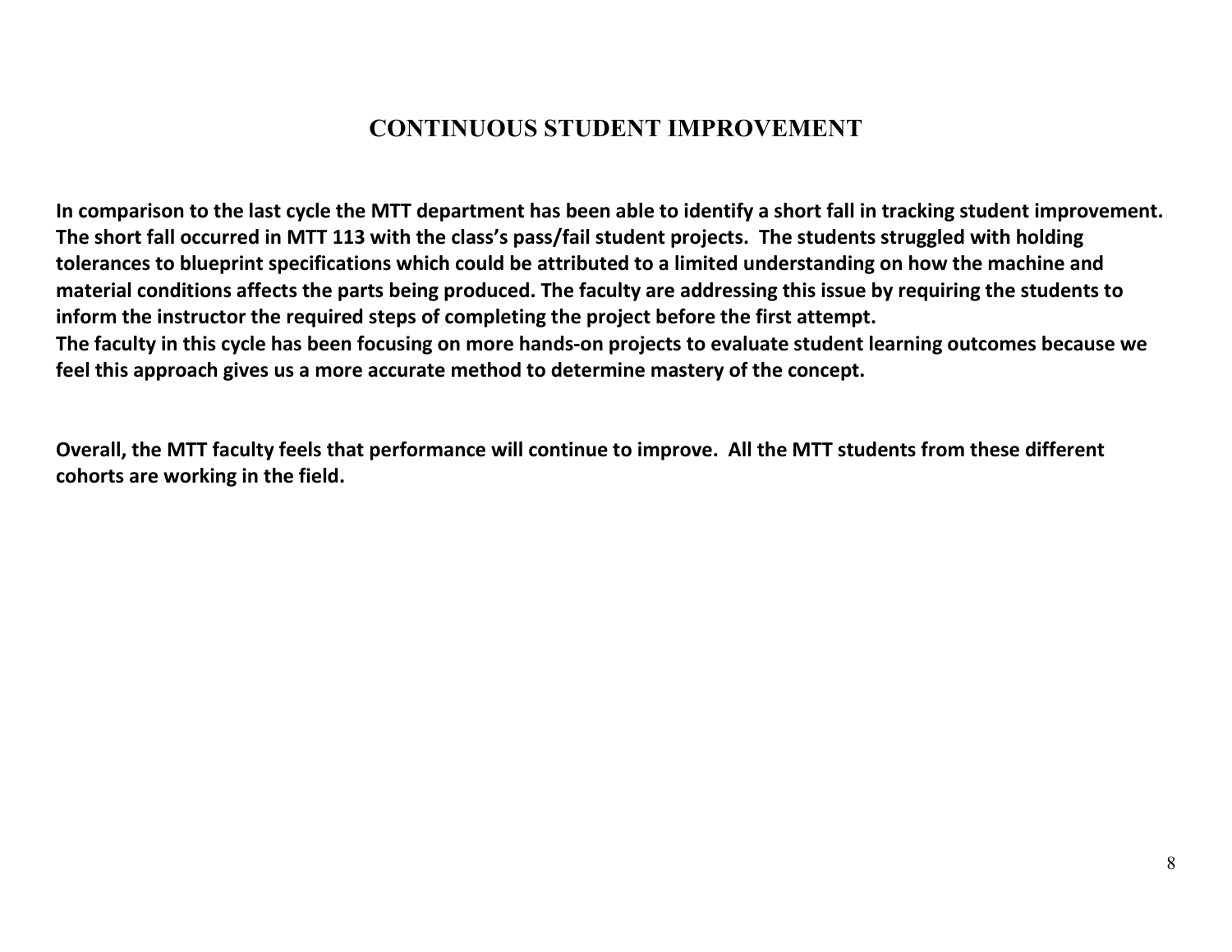## CONTINUOUS STUDENT IMPROVEMENT

**In comparison to the last cycle the MTT department has been able to identify a short fall in tracking student improvement. The short fall occurred in MTT 113 with the class's pass/fail student projects. The students struggled with holding tolerances to blueprint specifications which could be attributed to a limited understanding on how the machine and material conditions affects the parts being produced. The faculty are addressing this issue by requiring the students to inform the instructor the required steps of completing the project before the first attempt.**
**The faculty in this cycle has been focusing on more hands-on projects to evaluate student learning outcomes because we feel this approach gives us a more accurate method to determine mastery of the concept.**

**Overall, the MTT faculty feels that performance will continue to improve. All the MTT students from these different cohorts are working in the field.**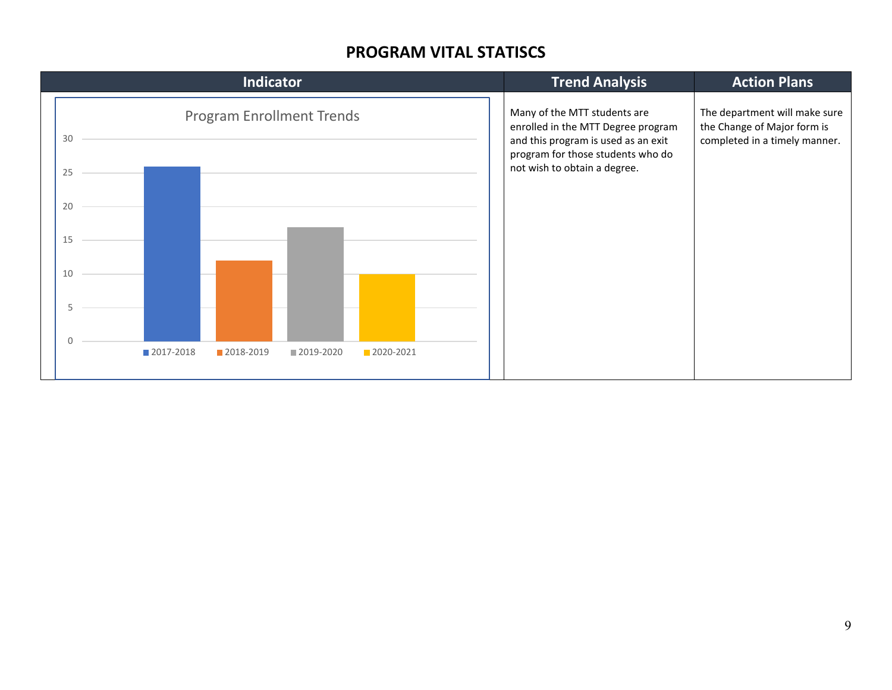## PROGRAM VITAL STATISCS

| Indicator | Trend Analysis | Action Plans |
| --- | --- | --- |
| Program Enrollment Trends<br>2017-2018: 26<br>2018-2019: 12<br>2019-2020: 17<br>2020-2021: 10 | Many of the MTT students are enrolled in the MTT Degree program and this program is used as an exit program for those students who do not wish to obtain a degree. | The department will make sure the Change of Major form is completed in a timely manner. |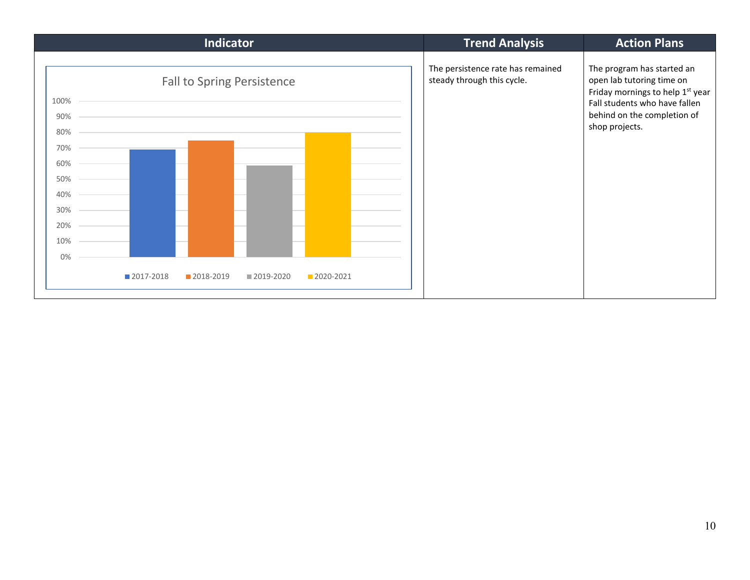| Indicator | Trend Analysis | Action Plans |
|---|---|---|
| Fall to Spring Persistence (chart: 2017-2018, 2018-2019, 2019-2020, 2020-2021) | The persistence rate has remained steady through this cycle. | The program has started an open lab tutoring time on Friday mornings to help 1st year Fall students who have fallen behind on the completion of shop projects. |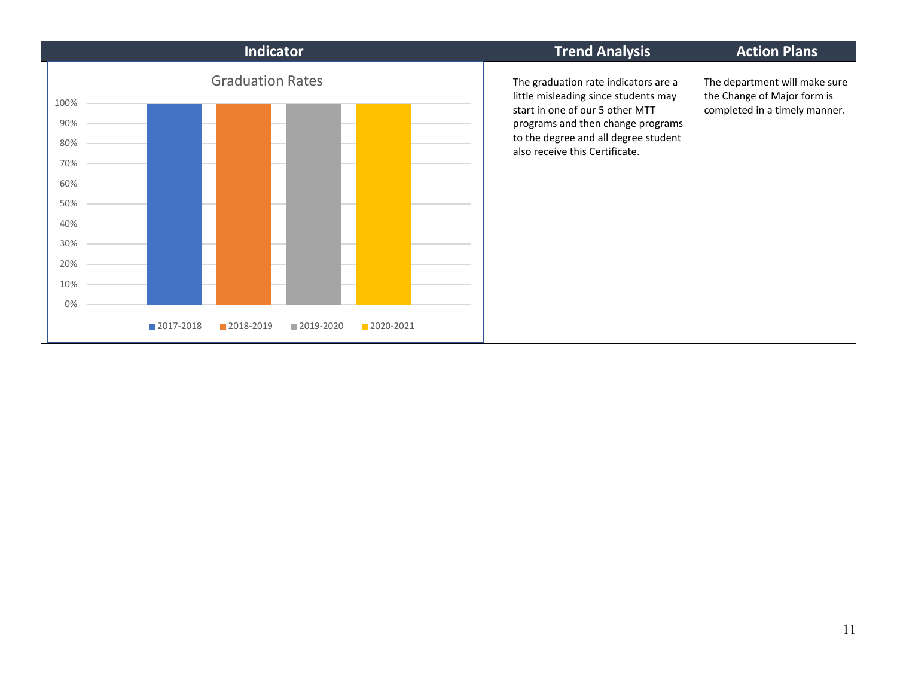| Indicator | Trend Analysis | Action Plans |
| --- | --- | --- |
| **Graduation Rates**<br>2017-2018: 100%<br>2018-2019: 100%<br>2019-2020: 100%<br>2020-2021: 100% | The graduation rate indicators are a little misleading since students may start in one of our 5 other MTT programs and then change programs to the degree and all degree student also receive this Certificate. | The department will make sure the Change of Major form is completed in a timely manner. |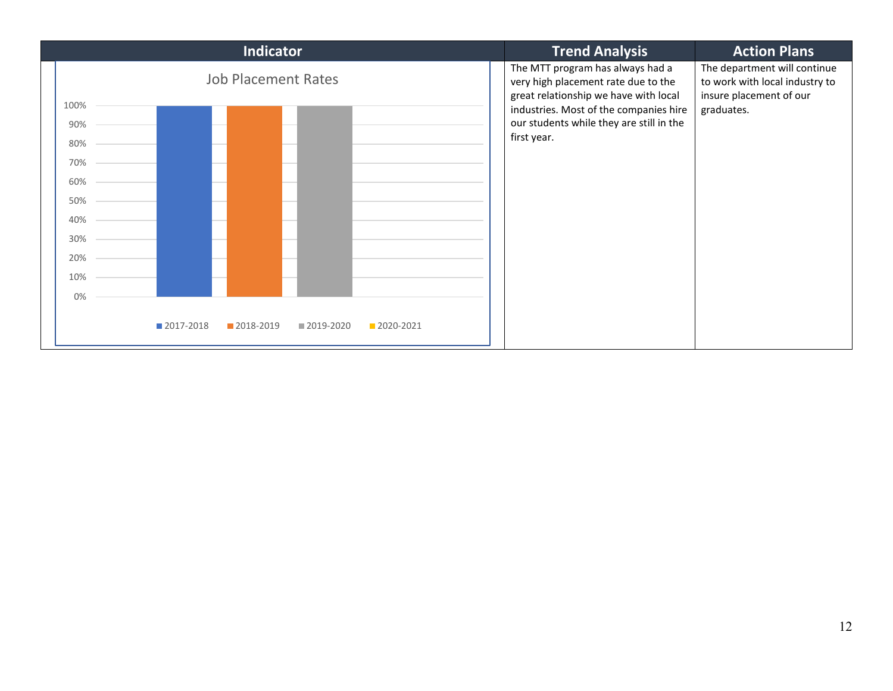| Indicator | Trend Analysis | Action Plans |
| --- | --- | --- |
| Job Placement Rates<br>100%<br>90%<br>80%<br>70%<br>60%<br>50%<br>40%<br>30%<br>20%<br>10%<br>0%<br>2017-2018 2018-2019 2019-2020 2020-2021 | The MTT program has always had a very high placement rate due to the great relationship we have with local industries. Most of the companies hire our students while they are still in the first year. | The department will continue to work with local industry to insure placement of our graduates. |